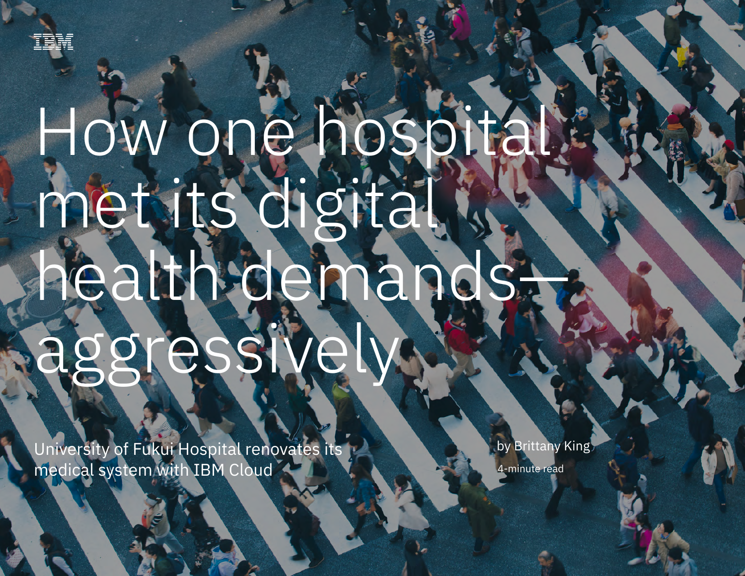IBM

# How one hospital met its digital health demands—aggressively

University of Fukui Hospital renovates its medical system with IBM Cloud

by Brittany King

4-minute read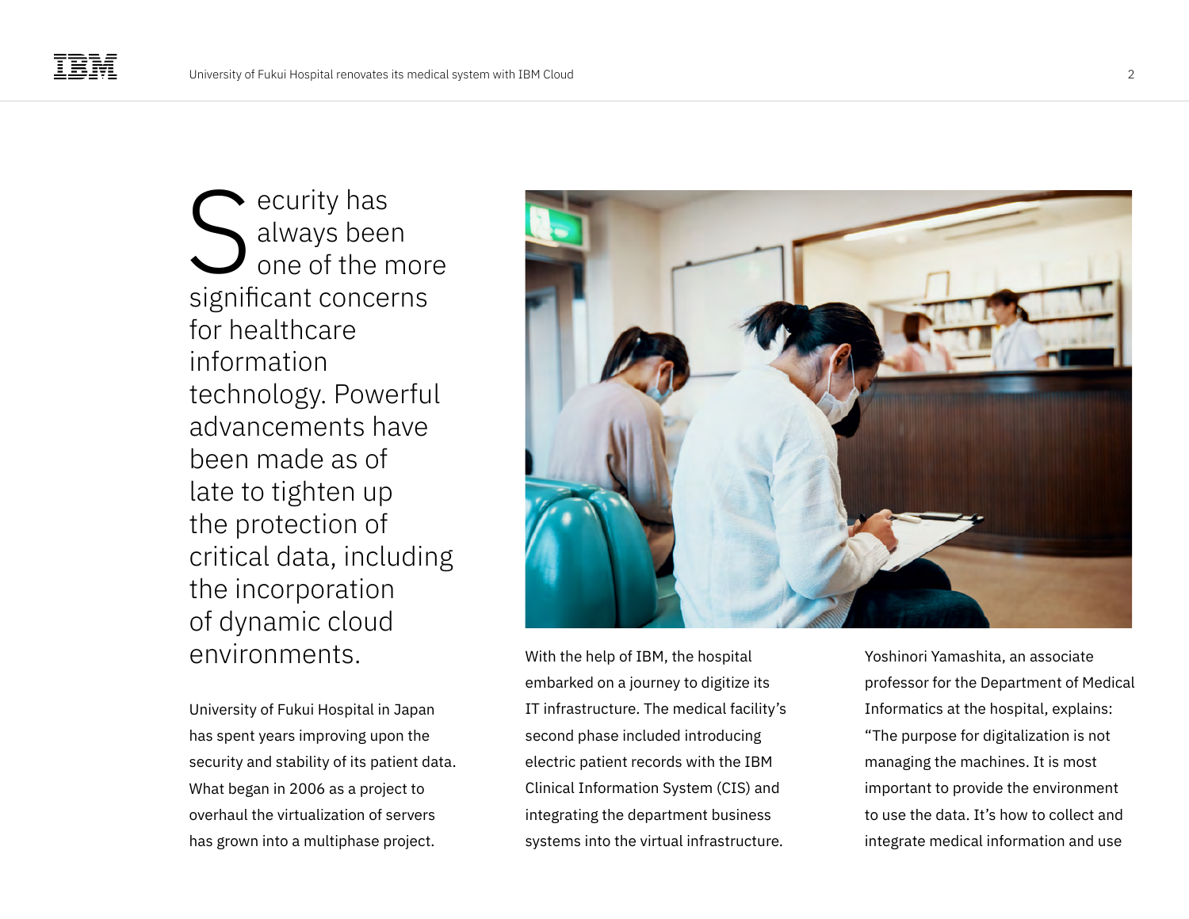Security has always been one of the more significant concerns for healthcare information technology. Powerful advancements have been made as of late to tighten up the protection of critical data, including the incorporation of dynamic cloud environments.

University of Fukui Hospital in Japan has spent years improving upon the security and stability of its patient data. What began in 2006 as a project to overhaul the virtualization of servers has grown into a multiphase project.

With the help of IBM, the hospital embarked on a journey to digitize its IT infrastructure. The medical facility's second phase included introducing electric patient records with the IBM Clinical Information System (CIS) and integrating the department business systems into the virtual infrastructure.

Yoshinori Yamashita, an associate professor for the Department of Medical Informatics at the hospital, explains: "The purpose for digitalization is not managing the machines. It is most important to provide the environment to use the data. It's how to collect and integrate medical information and use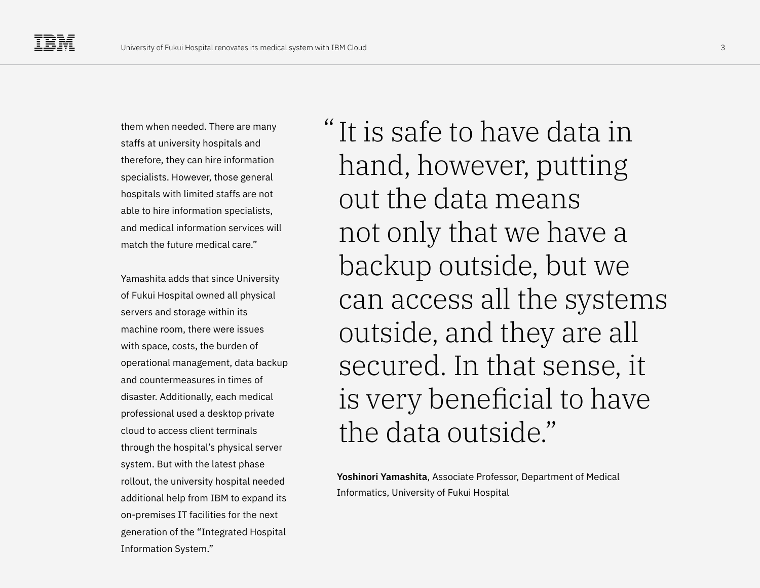them when needed. There are many staffs at university hospitals and therefore, they can hire information specialists. However, those general hospitals with limited staffs are not able to hire information specialists, and medical information services will match the future medical care."

Yamashita adds that since University of Fukui Hospital owned all physical servers and storage within its machine room, there were issues with space, costs, the burden of operational management, data backup and countermeasures in times of disaster. Additionally, each medical professional used a desktop private cloud to access client terminals through the hospital's physical server system. But with the latest phase rollout, the university hospital needed additional help from IBM to expand its on-premises IT facilities for the next generation of the "Integrated Hospital Information System."

> "It is safe to have data in hand, however, putting out the data means not only that we have a backup outside, but we can access all the systems outside, and they are all secured. In that sense, it is very beneficial to have the data outside."

**Yoshinori Yamashita**, Associate Professor, Department of Medical Informatics, University of Fukui Hospital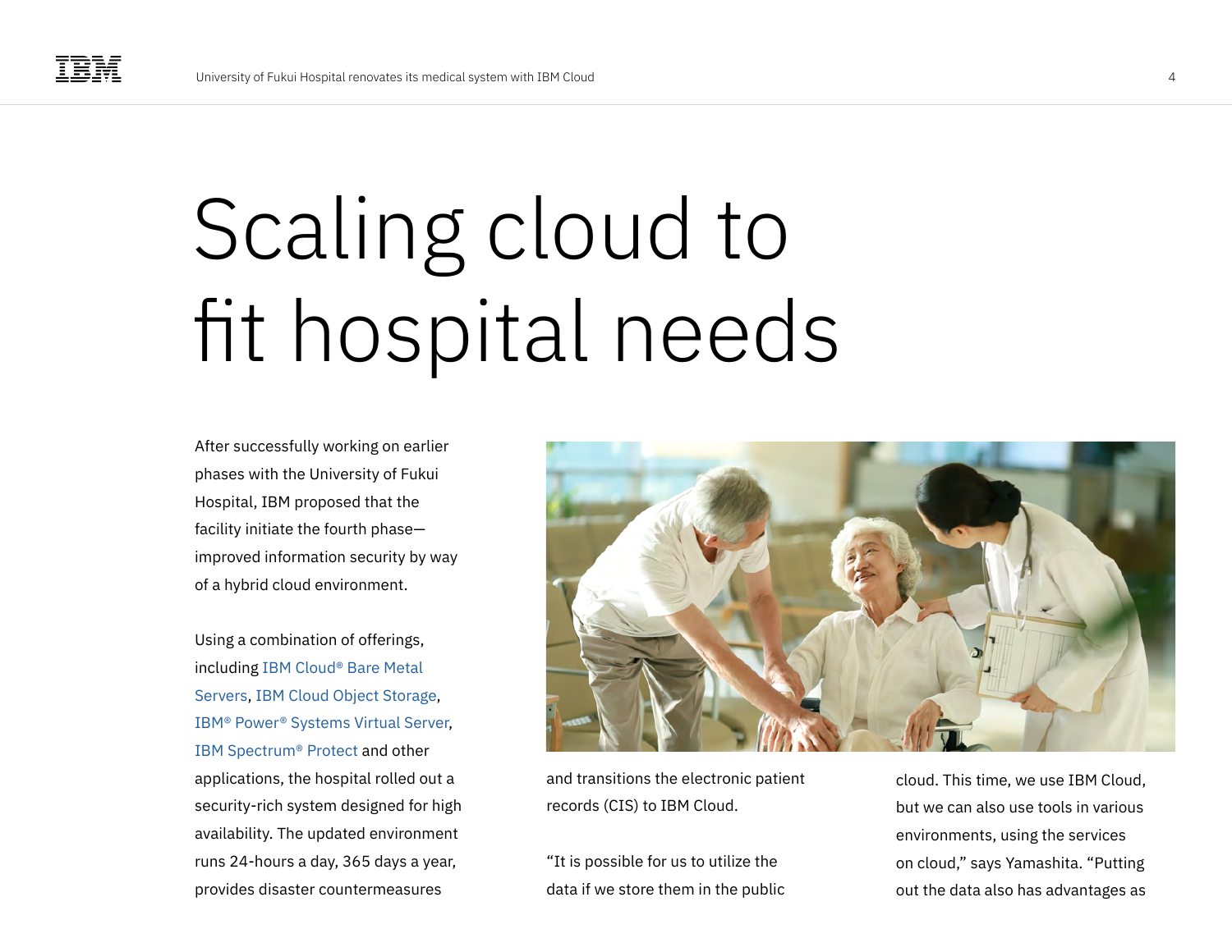# Scaling cloud to fit hospital needs

After successfully working on earlier phases with the University of Fukui Hospital, IBM proposed that the facility initiate the fourth phase—improved information security by way of a hybrid cloud environment.

Using a combination of offerings, including IBM Cloud® Bare Metal Servers, IBM Cloud Object Storage, IBM® Power® Systems Virtual Server, IBM Spectrum® Protect and other applications, the hospital rolled out a security-rich system designed for high availability. The updated environment runs 24-hours a day, 365 days a year, provides disaster countermeasures and transitions the electronic patient records (CIS) to IBM Cloud.

"It is possible for us to utilize the data if we store them in the public cloud. This time, we use IBM Cloud, but we can also use tools in various environments, using the services on cloud," says Yamashita. "Putting out the data also has advantages as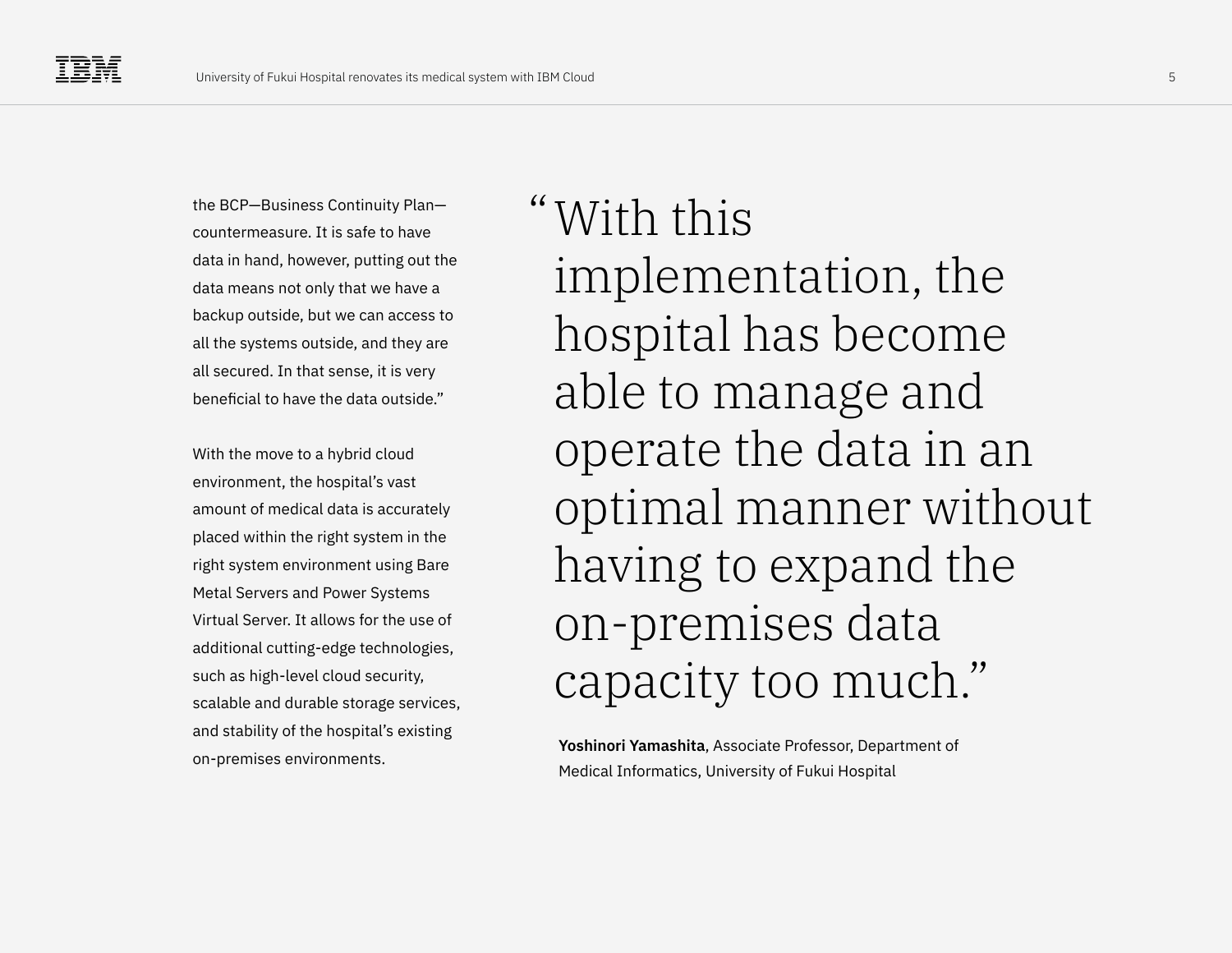the BCP—Business Continuity Plan—countermeasure. It is safe to have data in hand, however, putting out the data means not only that we have a backup outside, but we can access to all the systems outside, and they are all secured. In that sense, it is very beneficial to have the data outside."

With the move to a hybrid cloud environment, the hospital's vast amount of medical data is accurately placed within the right system in the right system environment using Bare Metal Servers and Power Systems Virtual Server. It allows for the use of additional cutting-edge technologies, such as high-level cloud security, scalable and durable storage services, and stability of the hospital's existing on-premises environments.

> "With this implementation, the hospital has become able to manage and operate the data in an optimal manner without having to expand the on-premises data capacity too much."

**Yoshinori Yamashita**, Associate Professor, Department of Medical Informatics, University of Fukui Hospital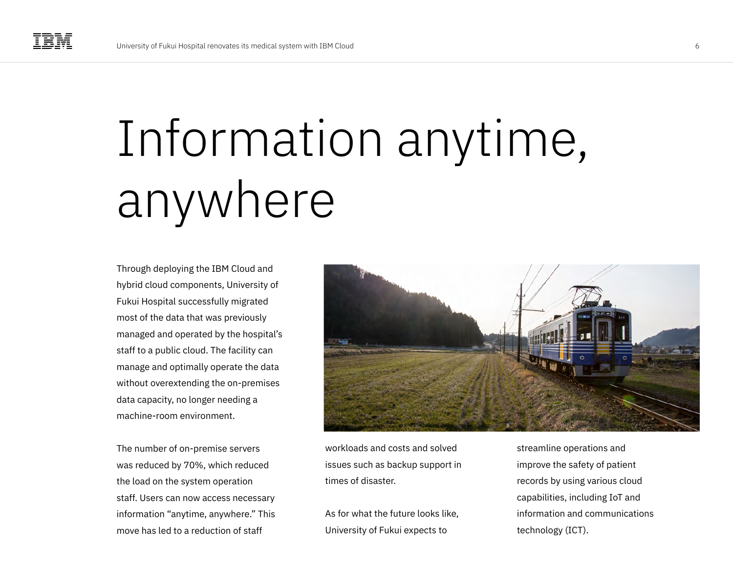# Information anytime, anywhere

Through deploying the IBM Cloud and hybrid cloud components, University of Fukui Hospital successfully migrated most of the data that was previously managed and operated by the hospital's staff to a public cloud. The facility can manage and optimally operate the data without overextending the on-premises data capacity, no longer needing a machine-room environment.

The number of on-premise servers was reduced by 70%, which reduced the load on the system operation staff. Users can now access necessary information "anytime, anywhere." This move has led to a reduction of staff workloads and costs and solved issues such as backup support in times of disaster.

As for what the future looks like, University of Fukui expects to streamline operations and improve the safety of patient records by using various cloud capabilities, including IoT and information and communications technology (ICT).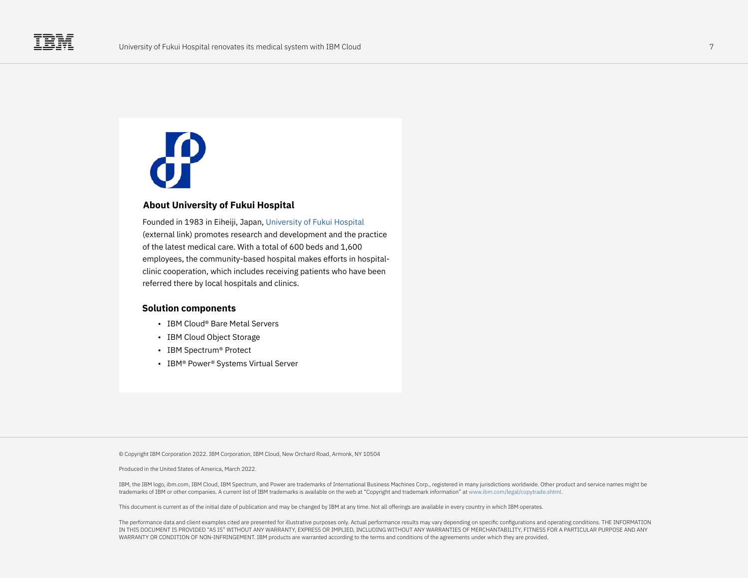## About University of Fukui Hospital

Founded in 1983 in Eiheiji, Japan, University of Fukui Hospital (external link) promotes research and development and the practice of the latest medical care. With a total of 600 beds and 1,600 employees, the community-based hospital makes efforts in hospital-clinic cooperation, which includes receiving patients who have been referred there by local hospitals and clinics.

## Solution components

- IBM Cloud® Bare Metal Servers
- IBM Cloud Object Storage
- IBM Spectrum® Protect
- IBM® Power® Systems Virtual Server

© Copyright IBM Corporation 2022. IBM Corporation, IBM Cloud, New Orchard Road, Armonk, NY 10504

Produced in the United States of America, March 2022.

IBM, the IBM logo, ibm.com, IBM Cloud, IBM Spectrum, and Power are trademarks of International Business Machines Corp., registered in many jurisdictions worldwide. Other product and service names might be trademarks of IBM or other companies. A current list of IBM trademarks is available on the web at "Copyright and trademark information" at www.ibm.com/legal/copytrade.shtml.

This document is current as of the initial date of publication and may be changed by IBM at any time. Not all offerings are available in every country in which IBM operates.

The performance data and client examples cited are presented for illustrative purposes only. Actual performance results may vary depending on specific configurations and operating conditions. THE INFORMATION IN THIS DOCUMENT IS PROVIDED "AS IS" WITHOUT ANY WARRANTY, EXPRESS OR IMPLIED, INCLUDING WITHOUT ANY WARRANTIES OF MERCHANTABILITY, FITNESS FOR A PARTICULAR PURPOSE AND ANY WARRANTY OR CONDITION OF NON-INFRINGEMENT. IBM products are warranted according to the terms and conditions of the agreements under which they are provided.